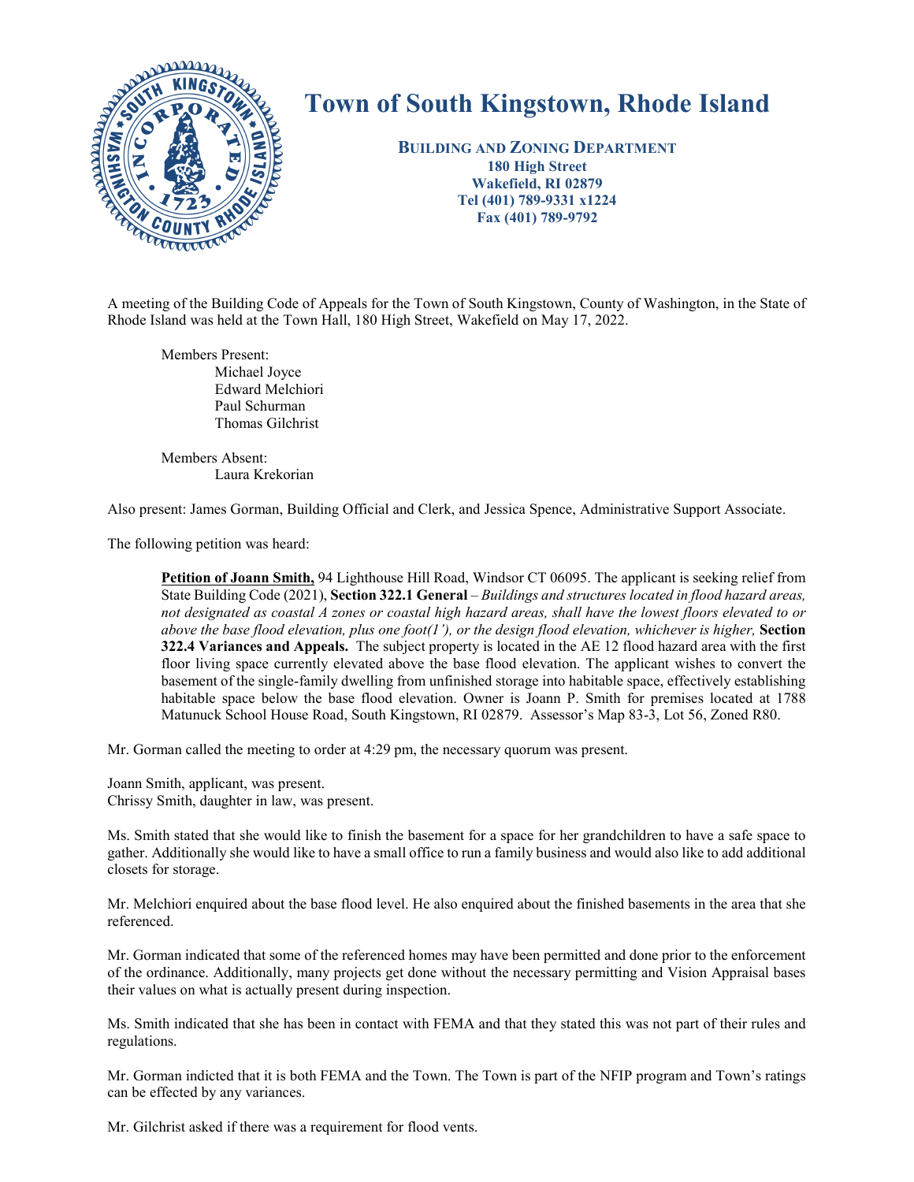# Town of South Kingstown, Rhode Island

**BUILDING AND ZONING DEPARTMENT**
**180 High Street**
**Wakefield, RI 02879**
**Tel (401) 789-9331 x1224**
**Fax (401) 789-9792**

A meeting of the Building Code of Appeals for the Town of South Kingstown, County of Washington, in the State of Rhode Island was held at the Town Hall, 180 High Street, Wakefield on May 17, 2022.

Members Present:
- Michael Joyce
- Edward Melchiori
- Paul Schurman
- Thomas Gilchrist

Members Absent:
- Laura Krekorian

Also present: James Gorman, Building Official and Clerk, and Jessica Spence, Administrative Support Associate.

The following petition was heard:

> **Petition of Joann Smith,** 94 Lighthouse Hill Road, Windsor CT 06095. The applicant is seeking relief from State Building Code (2021), **Section 322.1 General** – *Buildings and structures located in flood hazard areas, not designated as coastal A zones or coastal high hazard areas, shall have the lowest floors elevated to or above the base flood elevation, plus one foot(1'), or the design flood elevation, whichever is higher,* **Section 322.4 Variances and Appeals.** The subject property is located in the AE 12 flood hazard area with the first floor living space currently elevated above the base flood elevation. The applicant wishes to convert the basement of the single-family dwelling from unfinished storage into habitable space, effectively establishing habitable space below the base flood elevation. Owner is Joann P. Smith for premises located at 1788 Matunuck School House Road, South Kingstown, RI 02879. Assessor's Map 83-3, Lot 56, Zoned R80.

Mr. Gorman called the meeting to order at 4:29 pm, the necessary quorum was present.

Joann Smith, applicant, was present.
Chrissy Smith, daughter in law, was present.

Ms. Smith stated that she would like to finish the basement for a space for her grandchildren to have a safe space to gather. Additionally she would like to have a small office to run a family business and would also like to add additional closets for storage.

Mr. Melchiori enquired about the base flood level. He also enquired about the finished basements in the area that she referenced.

Mr. Gorman indicated that some of the referenced homes may have been permitted and done prior to the enforcement of the ordinance. Additionally, many projects get done without the necessary permitting and Vision Appraisal bases their values on what is actually present during inspection.

Ms. Smith indicated that she has been in contact with FEMA and that they stated this was not part of their rules and regulations.

Mr. Gorman indicted that it is both FEMA and the Town. The Town is part of the NFIP program and Town's ratings can be effected by any variances.

Mr. Gilchrist asked if there was a requirement for flood vents.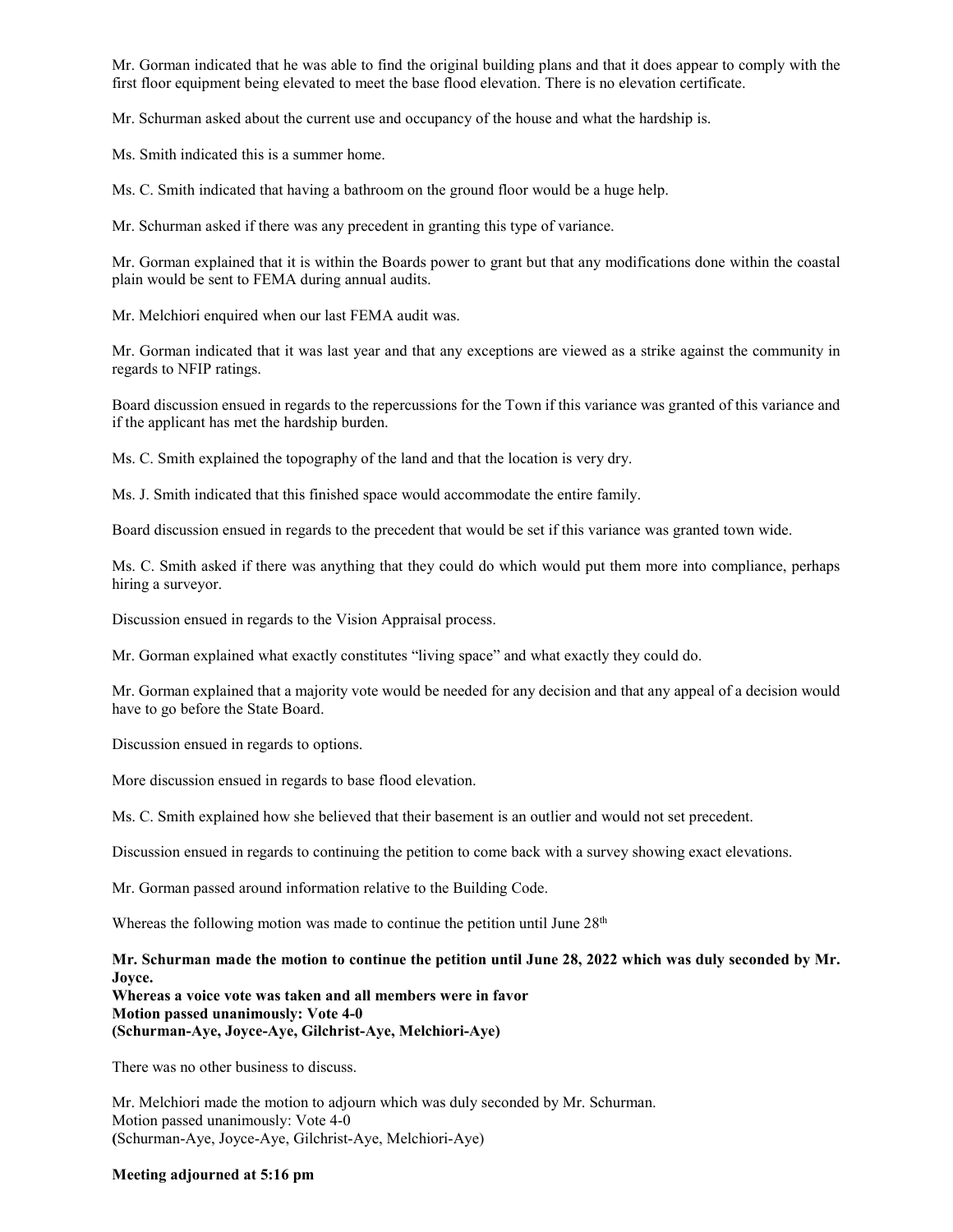Mr. Gorman indicated that he was able to find the original building plans and that it does appear to comply with the first floor equipment being elevated to meet the base flood elevation. There is no elevation certificate.

Mr. Schurman asked about the current use and occupancy of the house and what the hardship is.

Ms. Smith indicated this is a summer home.

Ms. C. Smith indicated that having a bathroom on the ground floor would be a huge help.

Mr. Schurman asked if there was any precedent in granting this type of variance.

Mr. Gorman explained that it is within the Boards power to grant but that any modifications done within the coastal plain would be sent to FEMA during annual audits.

Mr. Melchiori enquired when our last FEMA audit was.

Mr. Gorman indicated that it was last year and that any exceptions are viewed as a strike against the community in regards to NFIP ratings.

Board discussion ensued in regards to the repercussions for the Town if this variance was granted of this variance and if the applicant has met the hardship burden.

Ms. C. Smith explained the topography of the land and that the location is very dry.

Ms. J. Smith indicated that this finished space would accommodate the entire family.

Board discussion ensued in regards to the precedent that would be set if this variance was granted town wide.

Ms. C. Smith asked if there was anything that they could do which would put them more into compliance, perhaps hiring a surveyor.

Discussion ensued in regards to the Vision Appraisal process.

Mr. Gorman explained what exactly constitutes "living space" and what exactly they could do.

Mr. Gorman explained that a majority vote would be needed for any decision and that any appeal of a decision would have to go before the State Board.

Discussion ensued in regards to options.

More discussion ensued in regards to base flood elevation.

Ms. C. Smith explained how she believed that their basement is an outlier and would not set precedent.

Discussion ensued in regards to continuing the petition to come back with a survey showing exact elevations.

Mr. Gorman passed around information relative to the Building Code.

Whereas the following motion was made to continue the petition until June 28th

**Mr. Schurman made the motion to continue the petition until June 28, 2022 which was duly seconded by Mr. Joyce.**
**Whereas a voice vote was taken and all members were in favor**
**Motion passed unanimously: Vote 4-0**
**(Schurman-Aye, Joyce-Aye, Gilchrist-Aye, Melchiori-Aye)**

There was no other business to discuss.

Mr. Melchiori made the motion to adjourn which was duly seconded by Mr. Schurman.
Motion passed unanimously: Vote 4-0
(Schurman-Aye, Joyce-Aye, Gilchrist-Aye, Melchiori-Aye)

**Meeting adjourned at 5:16 pm**